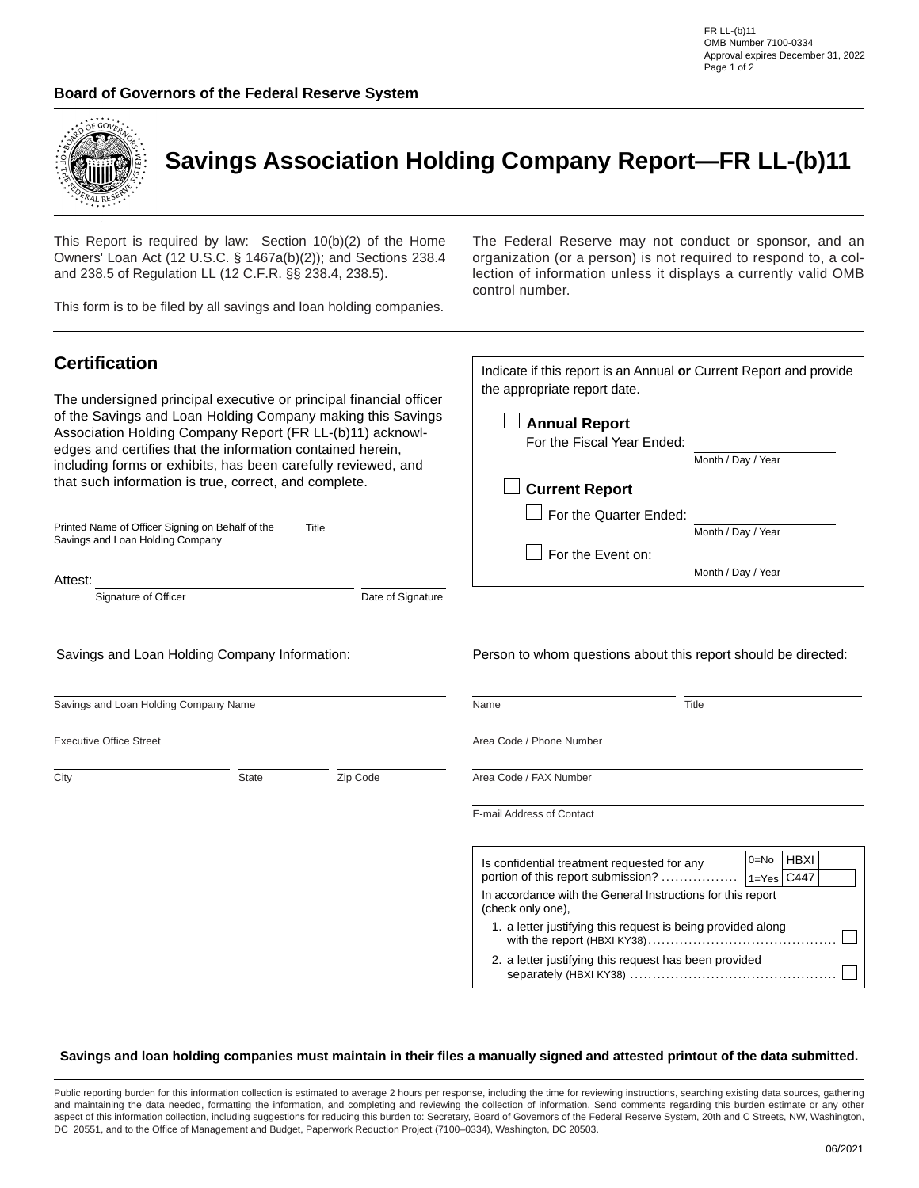FR LL-(b)11
OMB Number 7100-0334
Approval expires December 31, 2022

**Board of Governors of the Federal Reserve System**

# Savings Association Holding Company Report—FR LL-(b)11

This Report is required by law: Section 10(b)(2) of the Home Owners' Loan Act (12 U.S.C. § 1467a(b)(2)); and Sections 238.4 and 238.5 of Regulation LL (12 C.F.R. §§ 238.4, 238.5).

This form is to be filed by all savings and loan holding companies.

The Federal Reserve may not conduct or sponsor, and an organization (or a person) is not required to respond to, a collection of information unless it displays a currently valid OMB control number.

## Certification

The undersigned principal executive or principal financial officer of the Savings and Loan Holding Company making this Savings Association Holding Company Report (FR LL-(b)11) acknowledges and certifies that the information contained herein, including forms or exhibits, has been carefully reviewed, and that such information is true, correct, and complete.

Printed Name of Officer Signing on Behalf of the Savings and Loan Holding Company ____________ Title ____________

Attest: ____________ Signature of Officer ____________ Date of Signature

Indicate if this report is an Annual **or** Current Report and provide the appropriate report date.

☐ **Annual Report**
For the Fiscal Year Ended: ____________ Month / Day / Year

☐ **Current Report**
☐ For the Quarter Ended: ____________ Month / Day / Year
☐ For the Event on: ____________ Month / Day / Year

Savings and Loan Holding Company Information:

Savings and Loan Holding Company Name ____________

Executive Office Street ____________

City ____________ State ____________ Zip Code ____________

Person to whom questions about this report should be directed:

Name ____________ Title ____________

Area Code / Phone Number ____________

Area Code / FAX Number ____________

E-mail Address of Contact ____________

Is confidential treatment requested for any portion of this report submission? ................ 0=No 1=Yes HBXI C447 ____

In accordance with the General Instructions for this report (check only one),

1. a letter justifying this request is being provided along with the report (HBXI KY38)......................................... ☐
2. a letter justifying this request has been provided separately (HBXI KY38) ............................................ ☐

**Savings and loan holding companies must maintain in their files a manually signed and attested printout of the data submitted.**

Public reporting burden for this information collection is estimated to average 2 hours per response, including the time for reviewing instructions, searching existing data sources, gathering and maintaining the data needed, formatting the information, and completing and reviewing the collection of information. Send comments regarding this burden estimate or any other aspect of this information collection, including suggestions for reducing this burden to: Secretary, Board of Governors of the Federal Reserve System, 20th and C Streets, NW, Washington, DC 20551, and to the Office of Management and Budget, Paperwork Reduction Project (7100–0334), Washington, DC 20503.

06/2021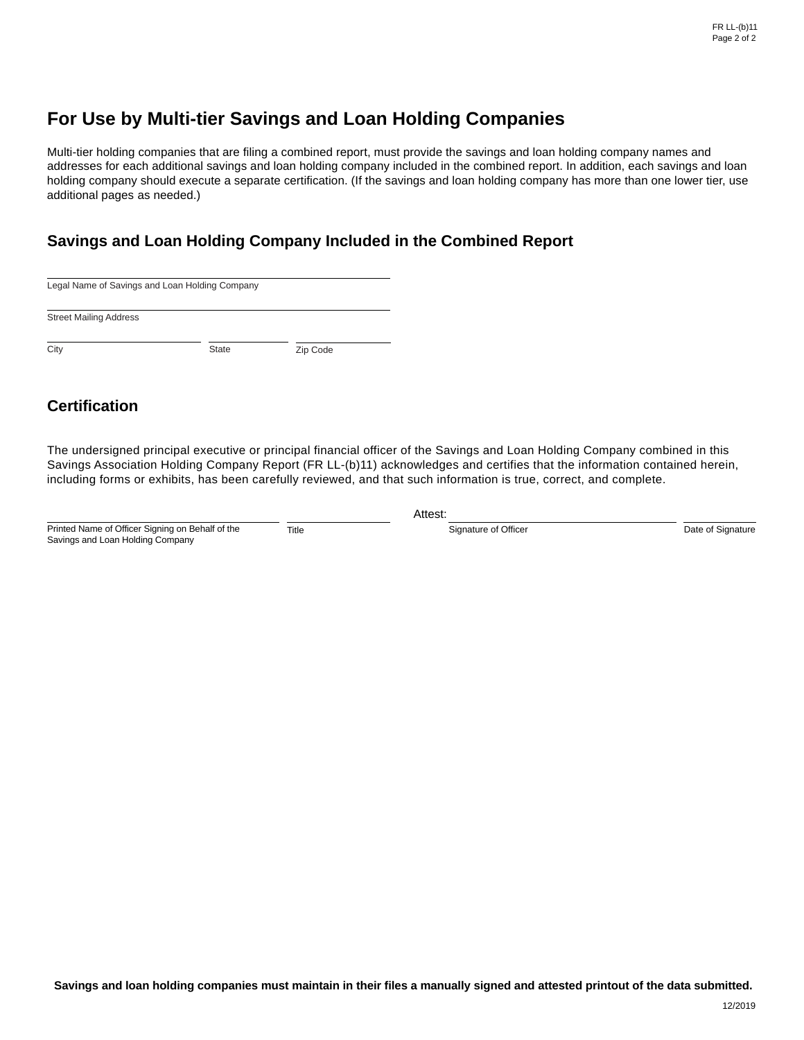## For Use by Multi-tier Savings and Loan Holding Companies

Multi-tier holding companies that are filing a combined report, must provide the savings and loan holding company names and addresses for each additional savings and loan holding company included in the combined report. In addition, each savings and loan holding company should execute a separate certification. (If the savings and loan holding company has more than one lower tier, use additional pages as needed.)

### Savings and Loan Holding Company Included in the Combined Report

Legal Name of Savings and Loan Holding Company

Street Mailing Address

City | State | Zip Code

### Certification

The undersigned principal executive or principal financial officer of the Savings and Loan Holding Company combined in this Savings Association Holding Company Report (FR LL-(b)11) acknowledges and certifies that the information contained herein, including forms or exhibits, has been carefully reviewed, and that such information is true, correct, and complete.

Printed Name of Officer Signing on Behalf of the Savings and Loan Holding Company | Title | Attest: Signature of Officer | Date of Signature

**Savings and loan holding companies must maintain in their files a manually signed and attested printout of the data submitted.**